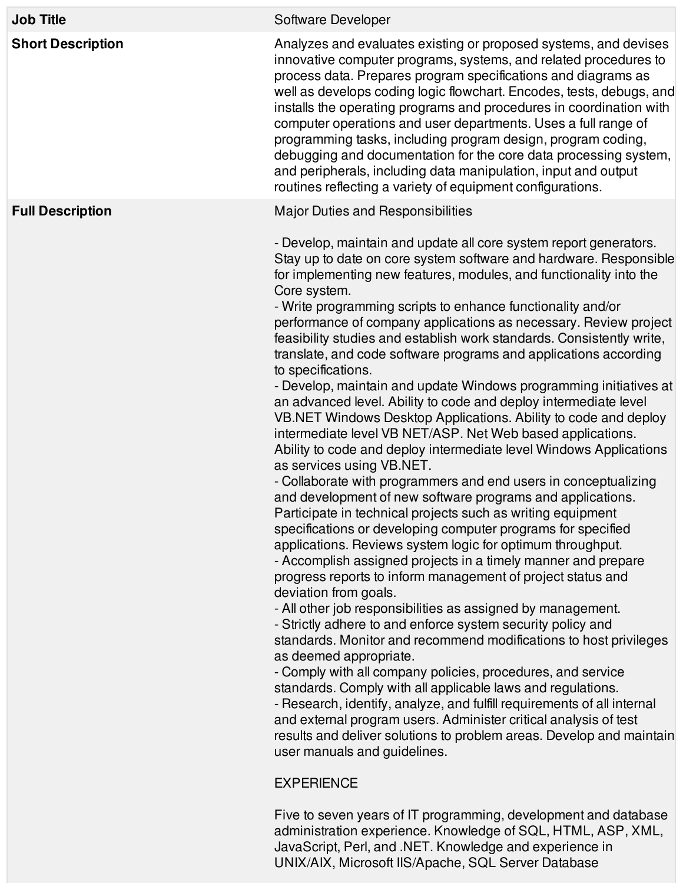| | |
|---|---|
| **Job Title** | Software Developer |
| **Short Description** | Analyzes and evaluates existing or proposed systems, and devises innovative computer programs, systems, and related procedures to process data. Prepares program specifications and diagrams as well as develops coding logic flowchart. Encodes, tests, debugs, and installs the operating programs and procedures in coordination with computer operations and user departments. Uses a full range of programming tasks, including program design, program coding, debugging and documentation for the core data processing system, and peripherals, including data manipulation, input and output routines reflecting a variety of equipment configurations. |
| **Full Description** | Major Duties and Responsibilities<br><br>- Develop, maintain and update all core system report generators. Stay up to date on core system software and hardware. Responsible for implementing new features, modules, and functionality into the Core system.<br>- Write programming scripts to enhance functionality and/or performance of company applications as necessary. Review project feasibility studies and establish work standards. Consistently write, translate, and code software programs and applications according to specifications.<br>- Develop, maintain and update Windows programming initiatives at an advanced level. Ability to code and deploy intermediate level VB.NET Windows Desktop Applications. Ability to code and deploy intermediate level VB NET/ASP. Net Web based applications. Ability to code and deploy intermediate level Windows Applications as services using VB.NET.<br>- Collaborate with programmers and end users in conceptualizing and development of new software programs and applications. Participate in technical projects such as writing equipment specifications or developing computer programs for specified applications. Reviews system logic for optimum throughput.<br>- Accomplish assigned projects in a timely manner and prepare progress reports to inform management of project status and deviation from goals.<br>- All other job responsibilities as assigned by management.<br>- Strictly adhere to and enforce system security policy and standards. Monitor and recommend modifications to host privileges as deemed appropriate.<br>- Comply with all company policies, procedures, and service standards. Comply with all applicable laws and regulations.<br>- Research, identify, analyze, and fulfill requirements of all internal and external program users. Administer critical analysis of test results and deliver solutions to problem areas. Develop and maintain user manuals and guidelines.<br><br>EXPERIENCE<br><br>Five to seven years of IT programming, development and database administration experience. Knowledge of SQL, HTML, ASP, XML, JavaScript, Perl, and .NET. Knowledge and experience in UNIX/AIX, Microsoft IIS/Apache, SQL Server Database |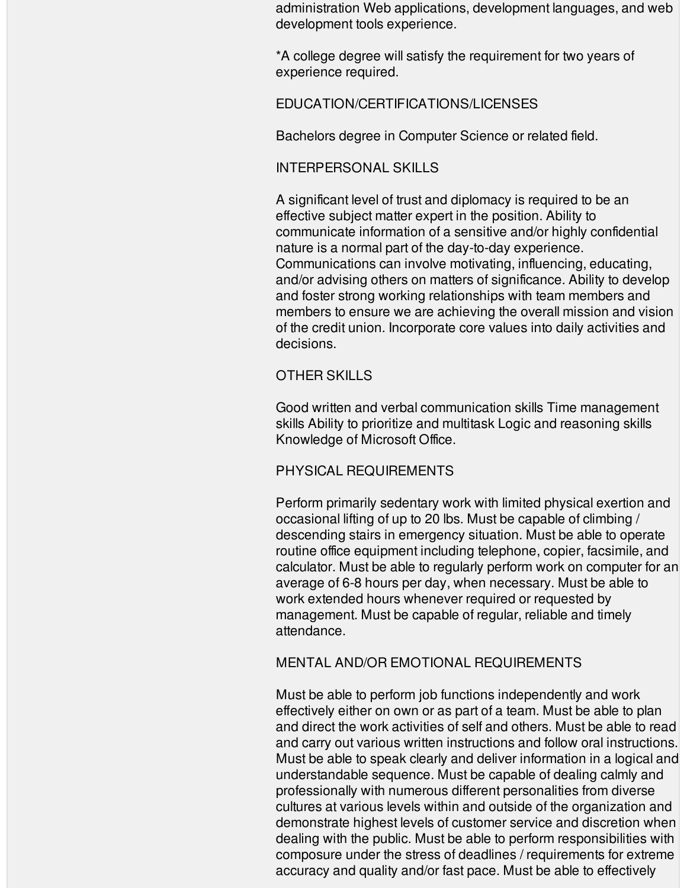administration Web applications, development languages, and web development tools experience.

*A college degree will satisfy the requirement for two years of experience required.

EDUCATION/CERTIFICATIONS/LICENSES

Bachelors degree in Computer Science or related field.

INTERPERSONAL SKILLS

A significant level of trust and diplomacy is required to be an effective subject matter expert in the position. Ability to communicate information of a sensitive and/or highly confidential nature is a normal part of the day-to-day experience. Communications can involve motivating, influencing, educating, and/or advising others on matters of significance. Ability to develop and foster strong working relationships with team members and members to ensure we are achieving the overall mission and vision of the credit union. Incorporate core values into daily activities and decisions.

OTHER SKILLS

Good written and verbal communication skills Time management skills Ability to prioritize and multitask Logic and reasoning skills Knowledge of Microsoft Office.

PHYSICAL REQUIREMENTS

Perform primarily sedentary work with limited physical exertion and occasional lifting of up to 20 lbs. Must be capable of climbing / descending stairs in emergency situation. Must be able to operate routine office equipment including telephone, copier, facsimile, and calculator. Must be able to regularly perform work on computer for an average of 6-8 hours per day, when necessary. Must be able to work extended hours whenever required or requested by management. Must be capable of regular, reliable and timely attendance.

MENTAL AND/OR EMOTIONAL REQUIREMENTS

Must be able to perform job functions independently and work effectively either on own or as part of a team. Must be able to plan and direct the work activities of self and others. Must be able to read and carry out various written instructions and follow oral instructions. Must be able to speak clearly and deliver information in a logical and understandable sequence. Must be capable of dealing calmly and professionally with numerous different personalities from diverse cultures at various levels within and outside of the organization and demonstrate highest levels of customer service and discretion when dealing with the public. Must be able to perform responsibilities with composure under the stress of deadlines / requirements for extreme accuracy and quality and/or fast pace. Must be able to effectively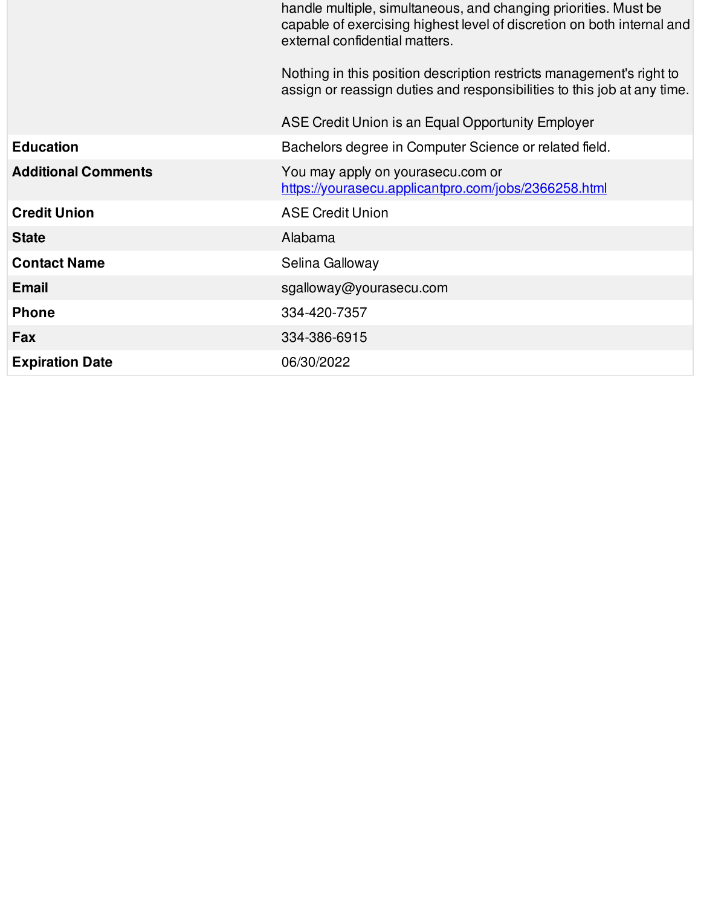| | |
|---|---|
| | handle multiple, simultaneous, and changing priorities. Must be capable of exercising highest level of discretion on both internal and external confidential matters.<br><br>Nothing in this position description restricts management's right to assign or reassign duties and responsibilities to this job at any time.<br><br>ASE Credit Union is an Equal Opportunity Employer |
| **Education** | Bachelors degree in Computer Science or related field. |
| **Additional Comments** | You may apply on yourasecu.com or [https://yourasecu.applicantpro.com/jobs/2366258.html](https://yourasecu.applicantpro.com/jobs/2366258.html) |
| **Credit Union** | ASE Credit Union |
| **State** | Alabama |
| **Contact Name** | Selina Galloway |
| **Email** | sgalloway@yourasecu.com |
| **Phone** | 334-420-7357 |
| **Fax** | 334-386-6915 |
| **Expiration Date** | 06/30/2022 |